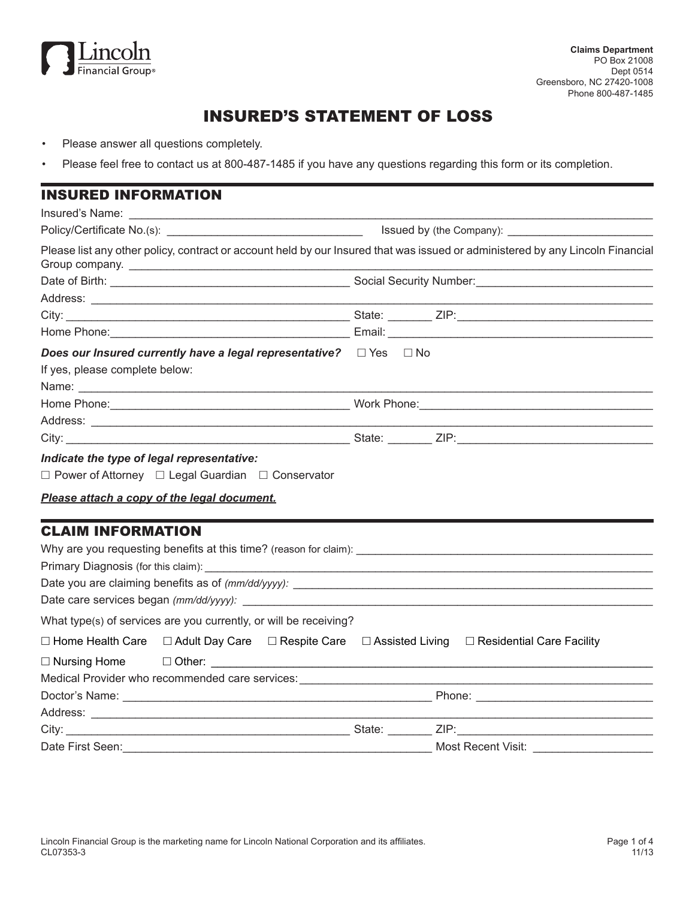Lincoln Financial Group®

**Claims Department**
PO Box 21008
Dept 0514
Greensboro, NC 27420-1008
Phone 800-487-1485

# INSURED'S STATEMENT OF LOSS

- Please answer all questions completely.
- Please feel free to contact us at 800-487-1485 if you have any questions regarding this form or its completion.

## INSURED INFORMATION

Insured's Name: ____________________________________________

Policy/Certificate No.(s): ______________________ Issued by (the Company): ______________________

Please list any other policy, contract or account held by our Insured that was issued or administered by any Lincoln Financial Group company. ____________________________________________

Date of Birth: ______________________ Social Security Number: ______________________

Address: ____________________________________________

City: ______________________ State: _______ ZIP: ______________________

Home Phone: ______________________ Email: ______________________

***Does our Insured currently have a legal representative?*** ☐ Yes ☐ No

If yes, please complete below:

Name: ____________________________________________

Home Phone: ______________________ Work Phone: ______________________

Address: ____________________________________________

City: ______________________ State: _______ ZIP: ______________________

***Indicate the type of legal representative:***

☐ Power of Attorney ☐ Legal Guardian ☐ Conservator

***Please attach a copy of the legal document.***

## CLAIM INFORMATION

Why are you requesting benefits at this time? (reason for claim): ______________________

Primary Diagnosis (for this claim): ______________________

Date you are claiming benefits as of *(mm/dd/yyyy):* ______________________

Date care services began *(mm/dd/yyyy):* ______________________

What type(s) of services are you currently, or will be receiving?

☐ Home Health Care ☐ Adult Day Care ☐ Respite Care ☐ Assisted Living ☐ Residential Care Facility

☐ Nursing Home ☐ Other: ______________________

Medical Provider who recommended care services: ______________________

Doctor's Name: ______________________ Phone: ______________________

Address: ____________________________________________

City: ______________________ State: _______ ZIP: ______________________

Date First Seen: ______________________ Most Recent Visit: ______________________

Lincoln Financial Group is the marketing name for Lincoln National Corporation and its affiliates.
CL07353-3
11/13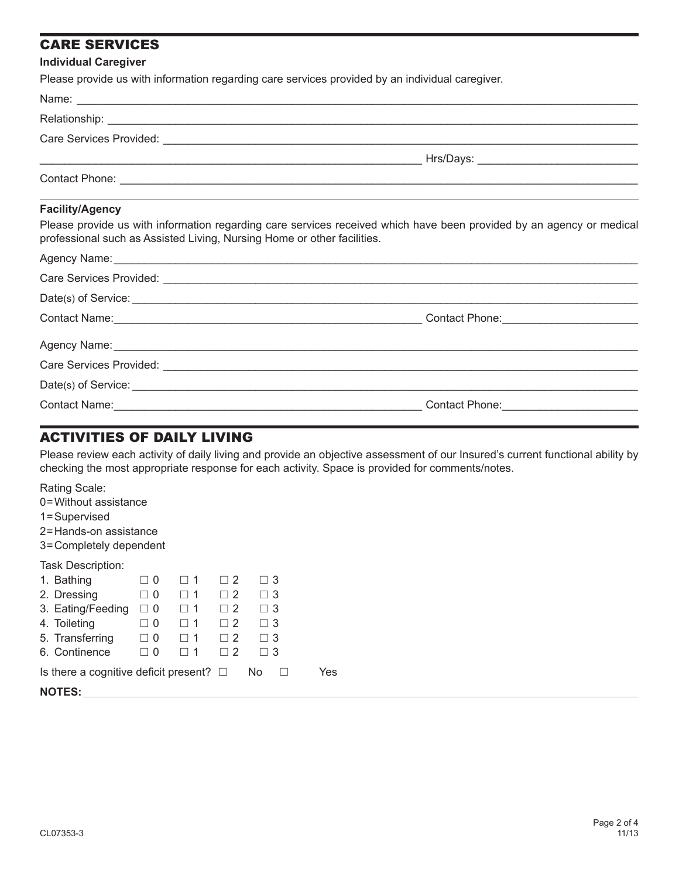## CARE SERVICES

**Individual Caregiver**

Please provide us with information regarding care services provided by an individual caregiver.

Name: ______________________________________________________________________

Relationship: ______________________________________________________________________

Care Services Provided: ______________________________________________________________________

______________________________________________________________________ Hrs/Days: ____________________________

Contact Phone: ______________________________________________________________________

**Facility/Agency**

Please provide us with information regarding care services received which have been provided by an agency or medical professional such as Assisted Living, Nursing Home or other facilities.

Agency Name: ______________________________________________________________________

Care Services Provided: ______________________________________________________________________

Date(s) of Service: ______________________________________________________________________

Contact Name: ________________________________________________ Contact Phone: ______________________

Agency Name: ______________________________________________________________________

Care Services Provided: ______________________________________________________________________

Date(s) of Service: ______________________________________________________________________

Contact Name: ________________________________________________ Contact Phone: ______________________

## ACTIVITIES OF DAILY LIVING

Please review each activity of daily living and provide an objective assessment of our Insured's current functional ability by checking the most appropriate response for each activity. Space is provided for comments/notes.

Rating Scale:
0=Without assistance
1=Supervised
2=Hands-on assistance
3=Completely dependent

Task Description:

| | | | | |
|---|---|---|---|---|
| 1. Bathing | ☐ 0 | ☐ 1 | ☐ 2 | ☐ 3 |
| 2. Dressing | ☐ 0 | ☐ 1 | ☐ 2 | ☐ 3 |
| 3. Eating/Feeding | ☐ 0 | ☐ 1 | ☐ 2 | ☐ 3 |
| 4. Toileting | ☐ 0 | ☐ 1 | ☐ 2 | ☐ 3 |
| 5. Transferring | ☐ 0 | ☐ 1 | ☐ 2 | ☐ 3 |
| 6. Continence | ☐ 0 | ☐ 1 | ☐ 2 | ☐ 3 |

Is there a cognitive deficit present? ☐ No ☐ Yes

**NOTES:** ______________________________________________________________________

CL07353-3

11/13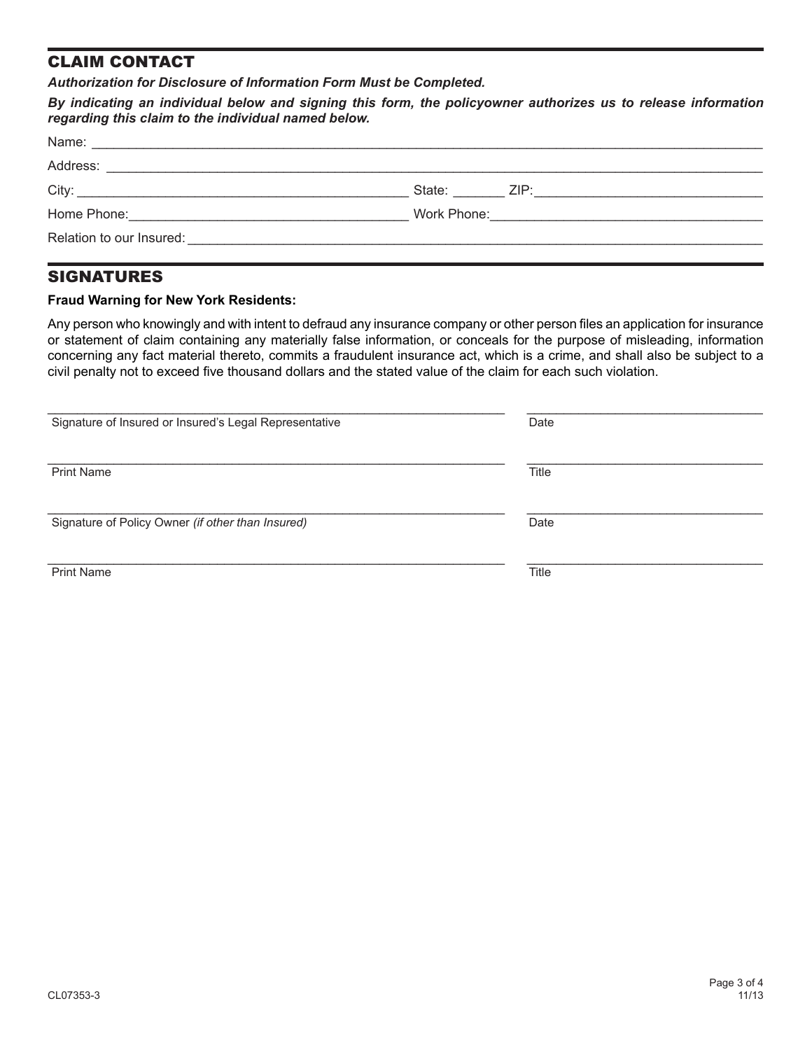## CLAIM CONTACT

***Authorization for Disclosure of Information Form Must be Completed.***

***By indicating an individual below and signing this form, the policyowner authorizes us to release information regarding this claim to the individual named below.***

Name: ____________________________________________

Address: ____________________________________________

City: ______________________ State: _______ ZIP: ______________________

Home Phone: ______________________ Work Phone: ______________________

Relation to our Insured: ____________________________________________

## SIGNATURES

**Fraud Warning for New York Residents:**

Any person who knowingly and with intent to defraud any insurance company or other person files an application for insurance or statement of claim containing any materially false information, or conceals for the purpose of misleading, information concerning any fact material thereto, commits a fraudulent insurance act, which is a crime, and shall also be subject to a civil penalty not to exceed five thousand dollars and the stated value of the claim for each such violation.

| | |
|---|---|
| ______________________________ | ______________________ |
| Signature of Insured or Insured's Legal Representative | Date |
| ______________________________ | ______________________ |
| Print Name | Title |
| ______________________________ | ______________________ |
| Signature of Policy Owner *(if other than Insured)* | Date |
| ______________________________ | ______________________ |
| Print Name | Title |

CL07353-3

11/13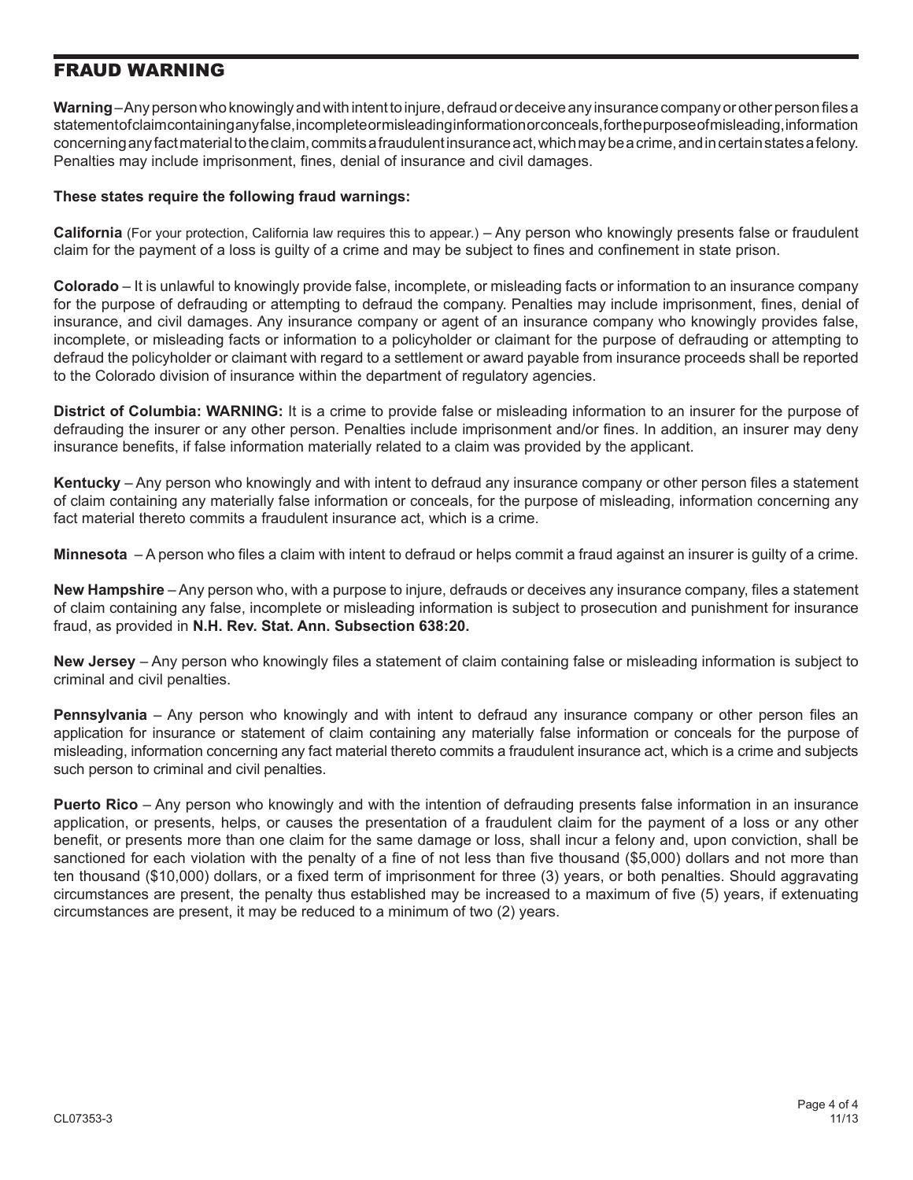## FRAUD WARNING

**Warning** – Any person who knowingly and with intent to injure, defraud or deceive any insurance company or other person files a statement of claim containing any false, incomplete or misleading information or conceals, for the purpose of misleading, information concerning any fact material to the claim, commits a fraudulent insurance act, which may be a crime, and in certain states a felony. Penalties may include imprisonment, fines, denial of insurance and civil damages.

**These states require the following fraud warnings:**

**California** (For your protection, California law requires this to appear.) – Any person who knowingly presents false or fraudulent claim for the payment of a loss is guilty of a crime and may be subject to fines and confinement in state prison.

**Colorado** – It is unlawful to knowingly provide false, incomplete, or misleading facts or information to an insurance company for the purpose of defrauding or attempting to defraud the company. Penalties may include imprisonment, fines, denial of insurance, and civil damages. Any insurance company or agent of an insurance company who knowingly provides false, incomplete, or misleading facts or information to a policyholder or claimant for the purpose of defrauding or attempting to defraud the policyholder or claimant with regard to a settlement or award payable from insurance proceeds shall be reported to the Colorado division of insurance within the department of regulatory agencies.

**District of Columbia: WARNING:** It is a crime to provide false or misleading information to an insurer for the purpose of defrauding the insurer or any other person. Penalties include imprisonment and/or fines. In addition, an insurer may deny insurance benefits, if false information materially related to a claim was provided by the applicant.

**Kentucky** – Any person who knowingly and with intent to defraud any insurance company or other person files a statement of claim containing any materially false information or conceals, for the purpose of misleading, information concerning any fact material thereto commits a fraudulent insurance act, which is a crime.

**Minnesota** – A person who files a claim with intent to defraud or helps commit a fraud against an insurer is guilty of a crime.

**New Hampshire** – Any person who, with a purpose to injure, defrauds or deceives any insurance company, files a statement of claim containing any false, incomplete or misleading information is subject to prosecution and punishment for insurance fraud, as provided in **N.H. Rev. Stat. Ann. Subsection 638:20.**

**New Jersey** – Any person who knowingly files a statement of claim containing false or misleading information is subject to criminal and civil penalties.

**Pennsylvania** – Any person who knowingly and with intent to defraud any insurance company or other person files an application for insurance or statement of claim containing any materially false information or conceals for the purpose of misleading, information concerning any fact material thereto commits a fraudulent insurance act, which is a crime and subjects such person to criminal and civil penalties.

**Puerto Rico** – Any person who knowingly and with the intention of defrauding presents false information in an insurance application, or presents, helps, or causes the presentation of a fraudulent claim for the payment of a loss or any other benefit, or presents more than one claim for the same damage or loss, shall incur a felony and, upon conviction, shall be sanctioned for each violation with the penalty of a fine of not less than five thousand ($5,000) dollars and not more than ten thousand ($10,000) dollars, or a fixed term of imprisonment for three (3) years, or both penalties. Should aggravating circumstances are present, the penalty thus established may be increased to a maximum of five (5) years, if extenuating circumstances are present, it may be reduced to a minimum of two (2) years.

CL07353-3

11/13